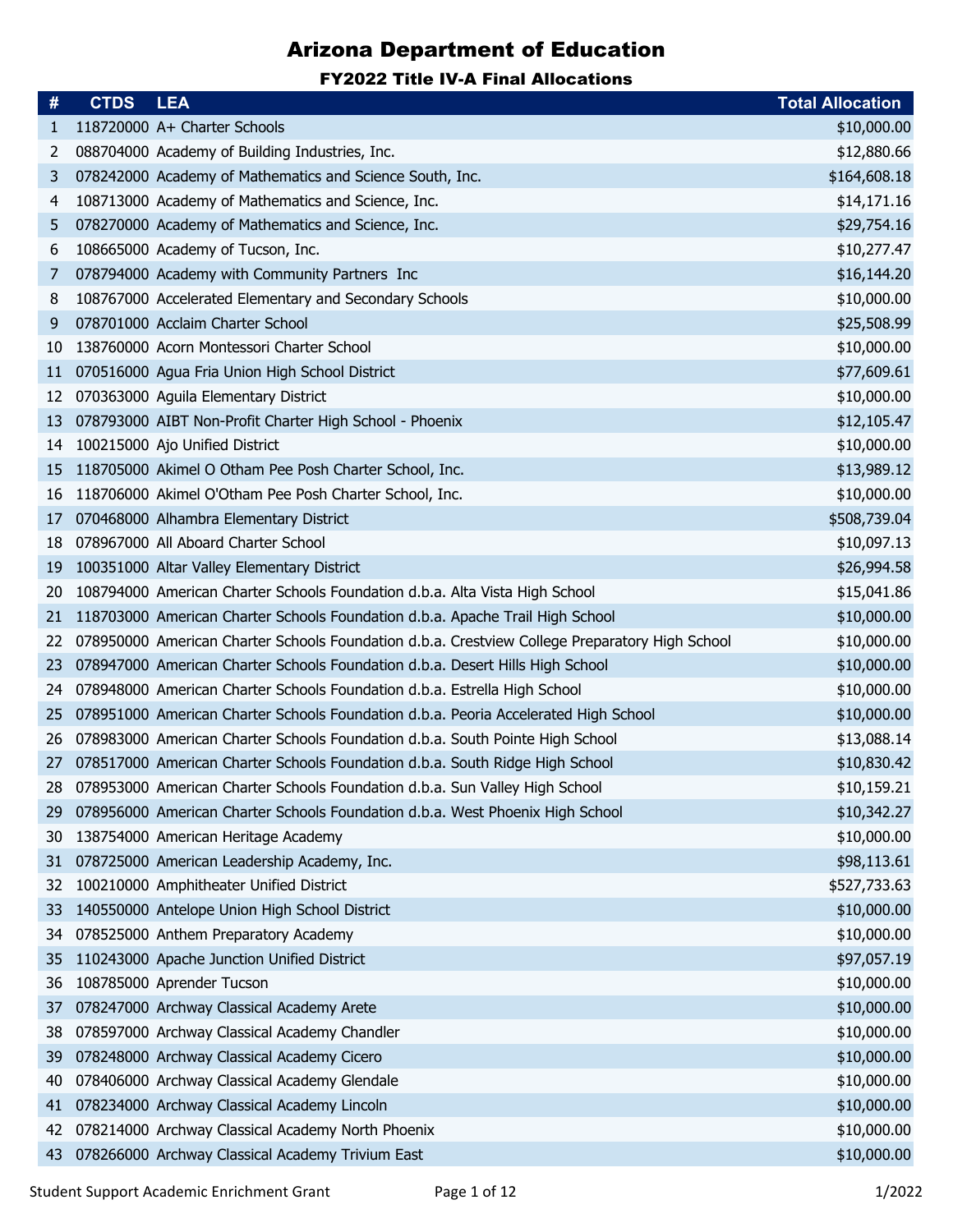# Arizona Department of Education

## FY2022 Title IV-A Final Allocations

| # | CTDS | LEA | Total Allocation |
|---|---|---|---|
| 1 | 118720000 | A+ Charter Schools | $10,000.00 |
| 2 | 088704000 | Academy of Building Industries, Inc. | $12,880.66 |
| 3 | 078242000 | Academy of Mathematics and Science South, Inc. | $164,608.18 |
| 4 | 108713000 | Academy of Mathematics and Science, Inc. | $14,171.16 |
| 5 | 078270000 | Academy of Mathematics and Science, Inc. | $29,754.16 |
| 6 | 108665000 | Academy of Tucson, Inc. | $10,277.47 |
| 7 | 078794000 | Academy with Community Partners Inc | $16,144.20 |
| 8 | 108767000 | Accelerated Elementary and Secondary Schools | $10,000.00 |
| 9 | 078701000 | Acclaim Charter School | $25,508.99 |
| 10 | 138760000 | Acorn Montessori Charter School | $10,000.00 |
| 11 | 070516000 | Agua Fria Union High School District | $77,609.61 |
| 12 | 070363000 | Aguila Elementary District | $10,000.00 |
| 13 | 078793000 | AIBT Non-Profit Charter High School - Phoenix | $12,105.47 |
| 14 | 100215000 | Ajo Unified District | $10,000.00 |
| 15 | 118705000 | Akimel O Otham Pee Posh Charter School, Inc. | $13,989.12 |
| 16 | 118706000 | Akimel O'Otham Pee Posh Charter School, Inc. | $10,000.00 |
| 17 | 070468000 | Alhambra Elementary District | $508,739.04 |
| 18 | 078967000 | All Aboard Charter School | $10,097.13 |
| 19 | 100351000 | Altar Valley Elementary District | $26,994.58 |
| 20 | 108794000 | American Charter Schools Foundation d.b.a. Alta Vista High School | $15,041.86 |
| 21 | 118703000 | American Charter Schools Foundation d.b.a. Apache Trail High School | $10,000.00 |
| 22 | 078950000 | American Charter Schools Foundation d.b.a. Crestview College Preparatory High School | $10,000.00 |
| 23 | 078947000 | American Charter Schools Foundation d.b.a. Desert Hills High School | $10,000.00 |
| 24 | 078948000 | American Charter Schools Foundation d.b.a. Estrella High School | $10,000.00 |
| 25 | 078951000 | American Charter Schools Foundation d.b.a. Peoria Accelerated High School | $10,000.00 |
| 26 | 078983000 | American Charter Schools Foundation d.b.a. South Pointe High School | $13,088.14 |
| 27 | 078517000 | American Charter Schools Foundation d.b.a. South Ridge High School | $10,830.42 |
| 28 | 078953000 | American Charter Schools Foundation d.b.a. Sun Valley High School | $10,159.21 |
| 29 | 078956000 | American Charter Schools Foundation d.b.a. West Phoenix High School | $10,342.27 |
| 30 | 138754000 | American Heritage Academy | $10,000.00 |
| 31 | 078725000 | American Leadership Academy, Inc. | $98,113.61 |
| 32 | 100210000 | Amphitheater Unified District | $527,733.63 |
| 33 | 140550000 | Antelope Union High School District | $10,000.00 |
| 34 | 078525000 | Anthem Preparatory Academy | $10,000.00 |
| 35 | 110243000 | Apache Junction Unified District | $97,057.19 |
| 36 | 108785000 | Aprender Tucson | $10,000.00 |
| 37 | 078247000 | Archway Classical Academy Arete | $10,000.00 |
| 38 | 078597000 | Archway Classical Academy Chandler | $10,000.00 |
| 39 | 078248000 | Archway Classical Academy Cicero | $10,000.00 |
| 40 | 078406000 | Archway Classical Academy Glendale | $10,000.00 |
| 41 | 078234000 | Archway Classical Academy Lincoln | $10,000.00 |
| 42 | 078214000 | Archway Classical Academy North Phoenix | $10,000.00 |
| 43 | 078266000 | Archway Classical Academy Trivium East | $10,000.00 |

Student Support Academic Enrichment Grant

1/2022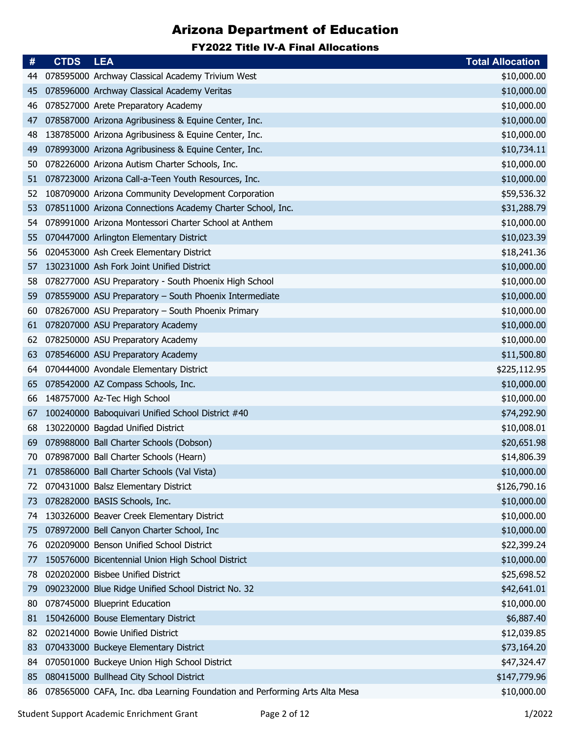# Arizona Department of Education

## FY2022 Title IV-A Final Allocations

| # | CTDS | LEA | Total Allocation |
|---|---|---|---|
| 44 | 078595000 | Archway Classical Academy Trivium West | $10,000.00 |
| 45 | 078596000 | Archway Classical Academy Veritas | $10,000.00 |
| 46 | 078527000 | Arete Preparatory Academy | $10,000.00 |
| 47 | 078587000 | Arizona Agribusiness & Equine Center, Inc. | $10,000.00 |
| 48 | 138785000 | Arizona Agribusiness & Equine Center, Inc. | $10,000.00 |
| 49 | 078993000 | Arizona Agribusiness & Equine Center, Inc. | $10,734.11 |
| 50 | 078226000 | Arizona Autism Charter Schools, Inc. | $10,000.00 |
| 51 | 078723000 | Arizona Call-a-Teen Youth Resources, Inc. | $10,000.00 |
| 52 | 108709000 | Arizona Community Development Corporation | $59,536.32 |
| 53 | 078511000 | Arizona Connections Academy Charter School, Inc. | $31,288.79 |
| 54 | 078991000 | Arizona Montessori Charter School at Anthem | $10,000.00 |
| 55 | 070447000 | Arlington Elementary District | $10,023.39 |
| 56 | 020453000 | Ash Creek Elementary District | $18,241.36 |
| 57 | 130231000 | Ash Fork Joint Unified District | $10,000.00 |
| 58 | 078277000 | ASU Preparatory - South Phoenix High School | $10,000.00 |
| 59 | 078559000 | ASU Preparatory – South Phoenix Intermediate | $10,000.00 |
| 60 | 078267000 | ASU Preparatory – South Phoenix Primary | $10,000.00 |
| 61 | 078207000 | ASU Preparatory Academy | $10,000.00 |
| 62 | 078250000 | ASU Preparatory Academy | $10,000.00 |
| 63 | 078546000 | ASU Preparatory Academy | $11,500.80 |
| 64 | 070444000 | Avondale Elementary District | $225,112.95 |
| 65 | 078542000 | AZ Compass Schools, Inc. | $10,000.00 |
| 66 | 148757000 | Az-Tec High School | $10,000.00 |
| 67 | 100240000 | Baboquivari Unified School District #40 | $74,292.90 |
| 68 | 130220000 | Bagdad Unified District | $10,008.01 |
| 69 | 078988000 | Ball Charter Schools (Dobson) | $20,651.98 |
| 70 | 078987000 | Ball Charter Schools (Hearn) | $14,806.39 |
| 71 | 078586000 | Ball Charter Schools (Val Vista) | $10,000.00 |
| 72 | 070431000 | Balsz Elementary District | $126,790.16 |
| 73 | 078282000 | BASIS Schools, Inc. | $10,000.00 |
| 74 | 130326000 | Beaver Creek Elementary District | $10,000.00 |
| 75 | 078972000 | Bell Canyon Charter School, Inc | $10,000.00 |
| 76 | 020209000 | Benson Unified School District | $22,399.24 |
| 77 | 150576000 | Bicentennial Union High School District | $10,000.00 |
| 78 | 020202000 | Bisbee Unified District | $25,698.52 |
| 79 | 090232000 | Blue Ridge Unified School District No. 32 | $42,641.01 |
| 80 | 078745000 | Blueprint Education | $10,000.00 |
| 81 | 150426000 | Bouse Elementary District | $6,887.40 |
| 82 | 020214000 | Bowie Unified District | $12,039.85 |
| 83 | 070433000 | Buckeye Elementary District | $73,164.20 |
| 84 | 070501000 | Buckeye Union High School District | $47,324.47 |
| 85 | 080415000 | Bullhead City School District | $147,779.96 |
| 86 | 078565000 | CAFA, Inc. dba Learning Foundation and Performing Arts Alta Mesa | $10,000.00 |

Student Support Academic Enrichment Grant 1/2022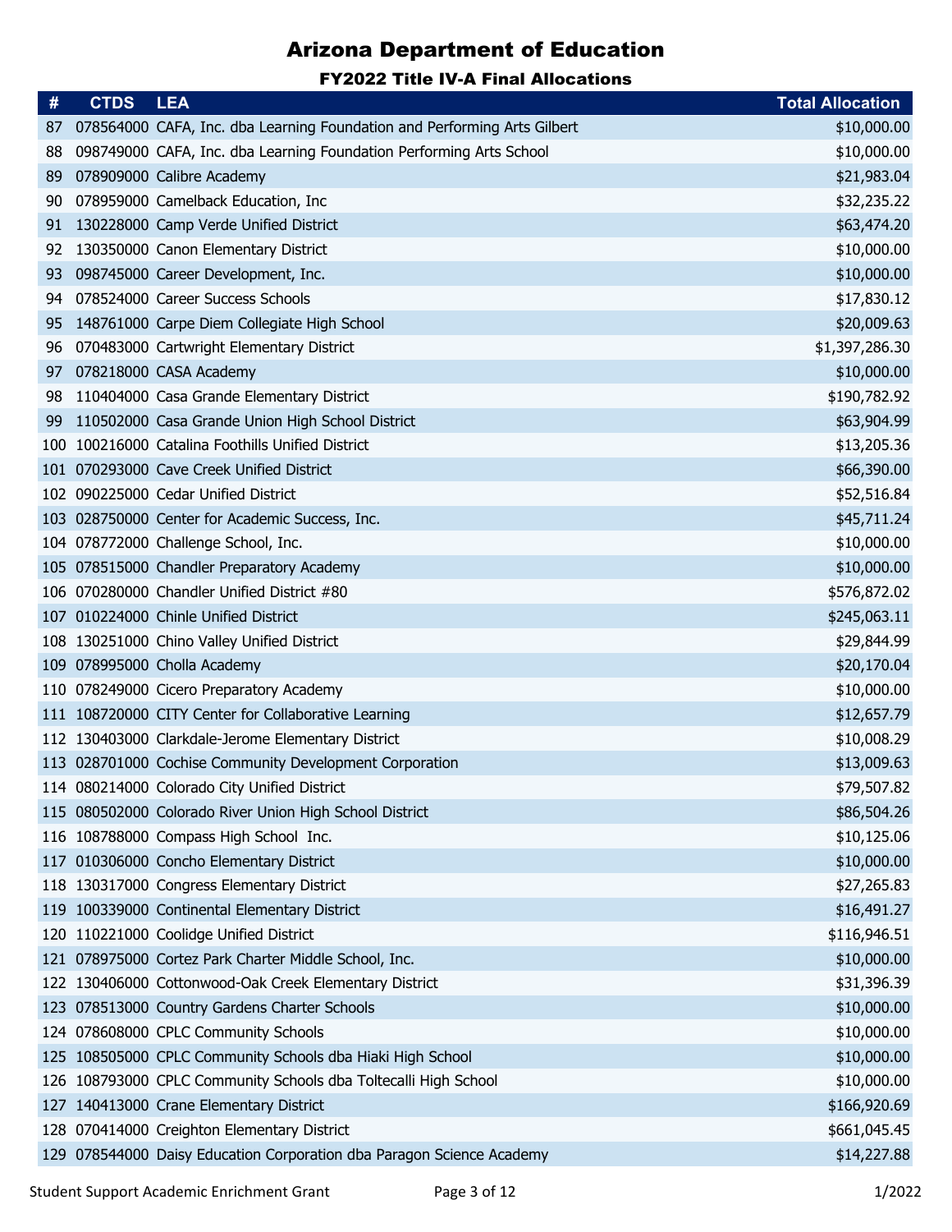# Arizona Department of Education

## FY2022 Title IV-A Final Allocations

| # | CTDS | LEA | Total Allocation |
|---|---|---|---|
| 87 | 078564000 | CAFA, Inc. dba Learning Foundation and Performing Arts Gilbert | $10,000.00 |
| 88 | 098749000 | CAFA, Inc. dba Learning Foundation Performing Arts School | $10,000.00 |
| 89 | 078909000 | Calibre Academy | $21,983.04 |
| 90 | 078959000 | Camelback Education, Inc | $32,235.22 |
| 91 | 130228000 | Camp Verde Unified District | $63,474.20 |
| 92 | 130350000 | Canon Elementary District | $10,000.00 |
| 93 | 098745000 | Career Development, Inc. | $10,000.00 |
| 94 | 078524000 | Career Success Schools | $17,830.12 |
| 95 | 148761000 | Carpe Diem Collegiate High School | $20,009.63 |
| 96 | 070483000 | Cartwright Elementary District | $1,397,286.30 |
| 97 | 078218000 | CASA Academy | $10,000.00 |
| 98 | 110404000 | Casa Grande Elementary District | $190,782.92 |
| 99 | 110502000 | Casa Grande Union High School District | $63,904.99 |
| 100 | 100216000 | Catalina Foothills Unified District | $13,205.36 |
| 101 | 070293000 | Cave Creek Unified District | $66,390.00 |
| 102 | 090225000 | Cedar Unified District | $52,516.84 |
| 103 | 028750000 | Center for Academic Success, Inc. | $45,711.24 |
| 104 | 078772000 | Challenge School, Inc. | $10,000.00 |
| 105 | 078515000 | Chandler Preparatory Academy | $10,000.00 |
| 106 | 070280000 | Chandler Unified District #80 | $576,872.02 |
| 107 | 010224000 | Chinle Unified District | $245,063.11 |
| 108 | 130251000 | Chino Valley Unified District | $29,844.99 |
| 109 | 078995000 | Cholla Academy | $20,170.04 |
| 110 | 078249000 | Cicero Preparatory Academy | $10,000.00 |
| 111 | 108720000 | CITY Center for Collaborative Learning | $12,657.79 |
| 112 | 130403000 | Clarkdale-Jerome Elementary District | $10,008.29 |
| 113 | 028701000 | Cochise Community Development Corporation | $13,009.63 |
| 114 | 080214000 | Colorado City Unified District | $79,507.82 |
| 115 | 080502000 | Colorado River Union High School District | $86,504.26 |
| 116 | 108788000 | Compass High School Inc. | $10,125.06 |
| 117 | 010306000 | Concho Elementary District | $10,000.00 |
| 118 | 130317000 | Congress Elementary District | $27,265.83 |
| 119 | 100339000 | Continental Elementary District | $16,491.27 |
| 120 | 110221000 | Coolidge Unified District | $116,946.51 |
| 121 | 078975000 | Cortez Park Charter Middle School, Inc. | $10,000.00 |
| 122 | 130406000 | Cottonwood-Oak Creek Elementary District | $31,396.39 |
| 123 | 078513000 | Country Gardens Charter Schools | $10,000.00 |
| 124 | 078608000 | CPLC Community Schools | $10,000.00 |
| 125 | 108505000 | CPLC Community Schools dba Hiaki High School | $10,000.00 |
| 126 | 108793000 | CPLC Community Schools dba Toltecalli High School | $10,000.00 |
| 127 | 140413000 | Crane Elementary District | $166,920.69 |
| 128 | 070414000 | Creighton Elementary District | $661,045.45 |
| 129 | 078544000 | Daisy Education Corporation dba Paragon Science Academy | $14,227.88 |

Student Support Academic Enrichment Grant

1/2022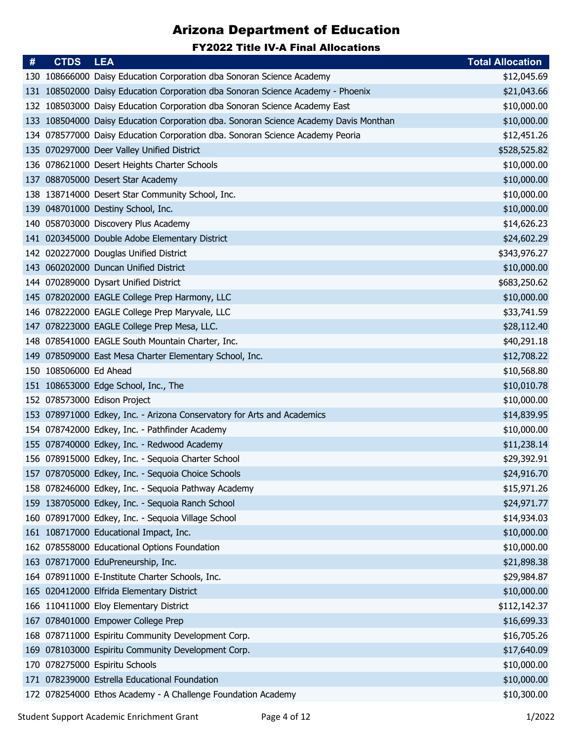# Arizona Department of Education

## FY2022 Title IV-A Final Allocations

| # | CTDS | LEA | Total Allocation |
|---|---|---|---|
| 130 | 108666000 | Daisy Education Corporation dba Sonoran Science Academy | $12,045.69 |
| 131 | 108502000 | Daisy Education Corporation dba Sonoran Science Academy - Phoenix | $21,043.66 |
| 132 | 108503000 | Daisy Education Corporation dba Sonoran Science Academy East | $10,000.00 |
| 133 | 108504000 | Daisy Education Corporation dba. Sonoran Science Academy Davis Monthan | $10,000.00 |
| 134 | 078577000 | Daisy Education Corporation dba. Sonoran Science Academy Peoria | $12,451.26 |
| 135 | 070297000 | Deer Valley Unified District | $528,525.82 |
| 136 | 078621000 | Desert Heights Charter Schools | $10,000.00 |
| 137 | 088705000 | Desert Star Academy | $10,000.00 |
| 138 | 138714000 | Desert Star Community School, Inc. | $10,000.00 |
| 139 | 048701000 | Destiny School, Inc. | $10,000.00 |
| 140 | 058703000 | Discovery Plus Academy | $14,626.23 |
| 141 | 020345000 | Double Adobe Elementary District | $24,602.29 |
| 142 | 020227000 | Douglas Unified District | $343,976.27 |
| 143 | 060202000 | Duncan Unified District | $10,000.00 |
| 144 | 070289000 | Dysart Unified District | $683,250.62 |
| 145 | 078202000 | EAGLE College Prep Harmony, LLC | $10,000.00 |
| 146 | 078222000 | EAGLE College Prep Maryvale, LLC | $33,741.59 |
| 147 | 078223000 | EAGLE College Prep Mesa, LLC. | $28,112.40 |
| 148 | 078541000 | EAGLE South Mountain Charter, Inc. | $40,291.18 |
| 149 | 078509000 | East Mesa Charter Elementary School, Inc. | $12,708.22 |
| 150 | 108506000 | Ed Ahead | $10,568.80 |
| 151 | 108653000 | Edge School, Inc., The | $10,010.78 |
| 152 | 078573000 | Edison Project | $10,000.00 |
| 153 | 078971000 | Edkey, Inc. - Arizona Conservatory for Arts and Academics | $14,839.95 |
| 154 | 078742000 | Edkey, Inc. - Pathfinder Academy | $10,000.00 |
| 155 | 078740000 | Edkey, Inc. - Redwood Academy | $11,238.14 |
| 156 | 078915000 | Edkey, Inc. - Sequoia Charter School | $29,392.91 |
| 157 | 078705000 | Edkey, Inc. - Sequoia Choice Schools | $24,916.70 |
| 158 | 078246000 | Edkey, Inc. - Sequoia Pathway Academy | $15,971.26 |
| 159 | 138705000 | Edkey, Inc. - Sequoia Ranch School | $24,971.77 |
| 160 | 078917000 | Edkey, Inc. - Sequoia Village School | $14,934.03 |
| 161 | 108717000 | Educational Impact, Inc. | $10,000.00 |
| 162 | 078558000 | Educational Options Foundation | $10,000.00 |
| 163 | 078717000 | EduPreneurship, Inc. | $21,898.38 |
| 164 | 078911000 | E-Institute Charter Schools, Inc. | $29,984.87 |
| 165 | 020412000 | Elfrida Elementary District | $10,000.00 |
| 166 | 110411000 | Eloy Elementary District | $112,142.37 |
| 167 | 078401000 | Empower College Prep | $16,699.33 |
| 168 | 078711000 | Espiritu Community Development Corp. | $16,705.26 |
| 169 | 078103000 | Espiritu Community Development Corp. | $17,640.09 |
| 170 | 078275000 | Espiritu Schools | $10,000.00 |
| 171 | 078239000 | Estrella Educational Foundation | $10,000.00 |
| 172 | 078254000 | Ethos Academy - A Challenge Foundation Academy | $10,300.00 |

Student Support Academic Enrichment Grant 1/2022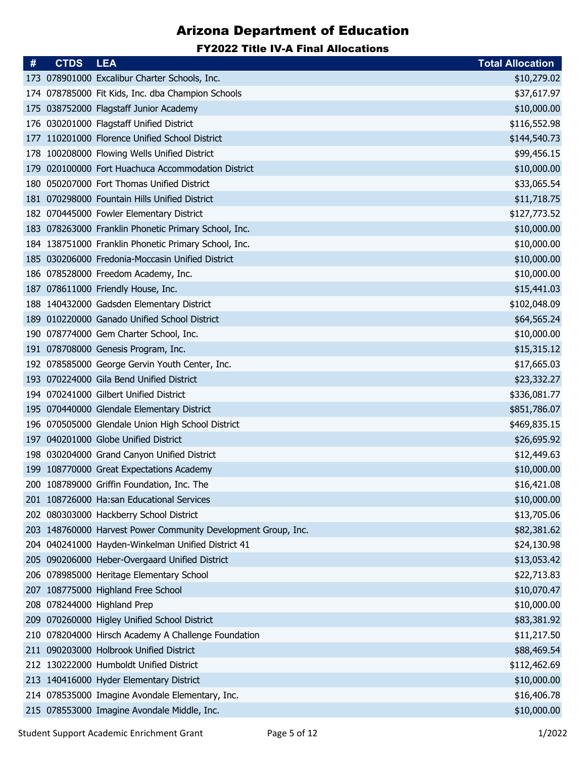# Arizona Department of Education

## FY2022 Title IV-A Final Allocations

| # | CTDS | LEA | Total Allocation |
|---|---|---|---|
| 173 | 078901000 | Excalibur Charter Schools, Inc. | $10,279.02 |
| 174 | 078785000 | Fit Kids, Inc. dba Champion Schools | $37,617.97 |
| 175 | 038752000 | Flagstaff Junior Academy | $10,000.00 |
| 176 | 030201000 | Flagstaff Unified District | $116,552.98 |
| 177 | 110201000 | Florence Unified School District | $144,540.73 |
| 178 | 100208000 | Flowing Wells Unified District | $99,456.15 |
| 179 | 020100000 | Fort Huachuca Accommodation District | $10,000.00 |
| 180 | 050207000 | Fort Thomas Unified District | $33,065.54 |
| 181 | 070298000 | Fountain Hills Unified District | $11,718.75 |
| 182 | 070445000 | Fowler Elementary District | $127,773.52 |
| 183 | 078263000 | Franklin Phonetic Primary School, Inc. | $10,000.00 |
| 184 | 138751000 | Franklin Phonetic Primary School, Inc. | $10,000.00 |
| 185 | 030206000 | Fredonia-Moccasin Unified District | $10,000.00 |
| 186 | 078528000 | Freedom Academy, Inc. | $10,000.00 |
| 187 | 078611000 | Friendly House, Inc. | $15,441.03 |
| 188 | 140432000 | Gadsden Elementary District | $102,048.09 |
| 189 | 010220000 | Ganado Unified School District | $64,565.24 |
| 190 | 078774000 | Gem Charter School, Inc. | $10,000.00 |
| 191 | 078708000 | Genesis Program, Inc. | $15,315.12 |
| 192 | 078585000 | George Gervin Youth Center, Inc. | $17,665.03 |
| 193 | 070224000 | Gila Bend Unified District | $23,332.27 |
| 194 | 070241000 | Gilbert Unified District | $336,081.77 |
| 195 | 070440000 | Glendale Elementary District | $851,786.07 |
| 196 | 070505000 | Glendale Union High School District | $469,835.15 |
| 197 | 040201000 | Globe Unified District | $26,695.92 |
| 198 | 030204000 | Grand Canyon Unified District | $12,449.63 |
| 199 | 108770000 | Great Expectations Academy | $10,000.00 |
| 200 | 108789000 | Griffin Foundation, Inc. The | $16,421.08 |
| 201 | 108726000 | Ha:san Educational Services | $10,000.00 |
| 202 | 080303000 | Hackberry School District | $13,705.06 |
| 203 | 148760000 | Harvest Power Community Development Group, Inc. | $82,381.62 |
| 204 | 040241000 | Hayden-Winkelman Unified District 41 | $24,130.98 |
| 205 | 090206000 | Heber-Overgaard Unified District | $13,053.42 |
| 206 | 078985000 | Heritage Elementary School | $22,713.83 |
| 207 | 108775000 | Highland Free School | $10,070.47 |
| 208 | 078244000 | Highland Prep | $10,000.00 |
| 209 | 070260000 | Higley Unified School District | $83,381.92 |
| 210 | 078204000 | Hirsch Academy A Challenge Foundation | $11,217.50 |
| 211 | 090203000 | Holbrook Unified District | $88,469.54 |
| 212 | 130222000 | Humboldt Unified District | $112,462.69 |
| 213 | 140416000 | Hyder Elementary District | $10,000.00 |
| 214 | 078535000 | Imagine Avondale Elementary, Inc. | $16,406.78 |
| 215 | 078553000 | Imagine Avondale Middle, Inc. | $10,000.00 |

Student Support Academic Enrichment Grant

1/2022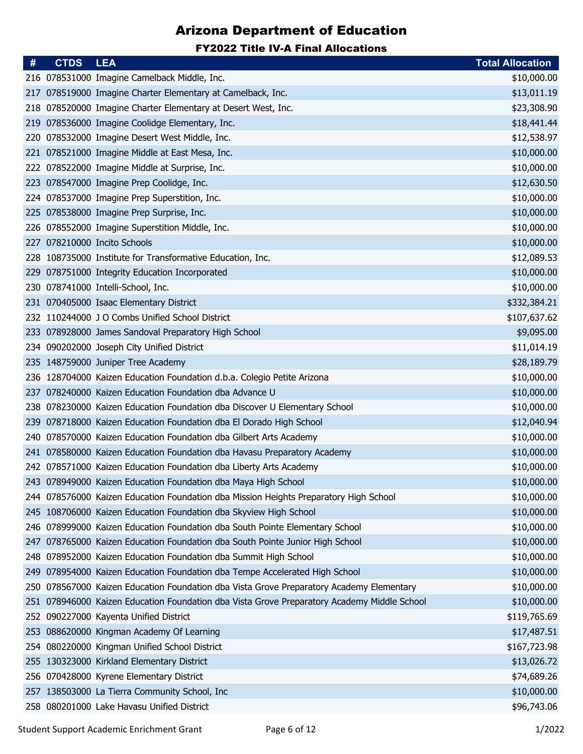# Arizona Department of Education

## FY2022 Title IV-A Final Allocations

| # | CTDS | LEA | Total Allocation |
|---|---|---|---|
| 216 | 078531000 | Imagine Camelback Middle, Inc. | $10,000.00 |
| 217 | 078519000 | Imagine Charter Elementary at Camelback, Inc. | $13,011.19 |
| 218 | 078520000 | Imagine Charter Elementary at Desert West, Inc. | $23,308.90 |
| 219 | 078536000 | Imagine Coolidge Elementary, Inc. | $18,441.44 |
| 220 | 078532000 | Imagine Desert West Middle, Inc. | $12,538.97 |
| 221 | 078521000 | Imagine Middle at East Mesa, Inc. | $10,000.00 |
| 222 | 078522000 | Imagine Middle at Surprise, Inc. | $10,000.00 |
| 223 | 078547000 | Imagine Prep Coolidge, Inc. | $12,630.50 |
| 224 | 078537000 | Imagine Prep Superstition, Inc. | $10,000.00 |
| 225 | 078538000 | Imagine Prep Surprise, Inc. | $10,000.00 |
| 226 | 078552000 | Imagine Superstition Middle, Inc. | $10,000.00 |
| 227 | 078210000 | Incito Schools | $10,000.00 |
| 228 | 108735000 | Institute for Transformative Education, Inc. | $12,089.53 |
| 229 | 078751000 | Integrity Education Incorporated | $10,000.00 |
| 230 | 078741000 | Intelli-School, Inc. | $10,000.00 |
| 231 | 070405000 | Isaac Elementary District | $332,384.21 |
| 232 | 110244000 | J O Combs Unified School District | $107,637.62 |
| 233 | 078928000 | James Sandoval Preparatory High School | $9,095.00 |
| 234 | 090202000 | Joseph City Unified District | $11,014.19 |
| 235 | 148759000 | Juniper Tree Academy | $28,189.79 |
| 236 | 128704000 | Kaizen Education Foundation d.b.a. Colegio Petite Arizona | $10,000.00 |
| 237 | 078240000 | Kaizen Education Foundation dba Advance U | $10,000.00 |
| 238 | 078230000 | Kaizen Education Foundation dba Discover U Elementary School | $10,000.00 |
| 239 | 078718000 | Kaizen Education Foundation dba El Dorado High School | $12,040.94 |
| 240 | 078570000 | Kaizen Education Foundation dba Gilbert Arts Academy | $10,000.00 |
| 241 | 078580000 | Kaizen Education Foundation dba Havasu Preparatory Academy | $10,000.00 |
| 242 | 078571000 | Kaizen Education Foundation dba Liberty Arts Academy | $10,000.00 |
| 243 | 078949000 | Kaizen Education Foundation dba Maya High School | $10,000.00 |
| 244 | 078576000 | Kaizen Education Foundation dba Mission Heights Preparatory High School | $10,000.00 |
| 245 | 108706000 | Kaizen Education Foundation dba Skyview High School | $10,000.00 |
| 246 | 078999000 | Kaizen Education Foundation dba South Pointe Elementary School | $10,000.00 |
| 247 | 078765000 | Kaizen Education Foundation dba South Pointe Junior High School | $10,000.00 |
| 248 | 078952000 | Kaizen Education Foundation dba Summit High School | $10,000.00 |
| 249 | 078954000 | Kaizen Education Foundation dba Tempe Accelerated High School | $10,000.00 |
| 250 | 078567000 | Kaizen Education Foundation dba Vista Grove Preparatory Academy Elementary | $10,000.00 |
| 251 | 078946000 | Kaizen Education Foundation dba Vista Grove Preparatory Academy Middle School | $10,000.00 |
| 252 | 090227000 | Kayenta Unified District | $119,765.69 |
| 253 | 088620000 | Kingman Academy Of Learning | $17,487.51 |
| 254 | 080220000 | Kingman Unified School District | $167,723.98 |
| 255 | 130323000 | Kirkland Elementary District | $13,026.72 |
| 256 | 070428000 | Kyrene Elementary District | $74,689.26 |
| 257 | 138503000 | La Tierra Community School, Inc | $10,000.00 |
| 258 | 080201000 | Lake Havasu Unified District | $96,743.06 |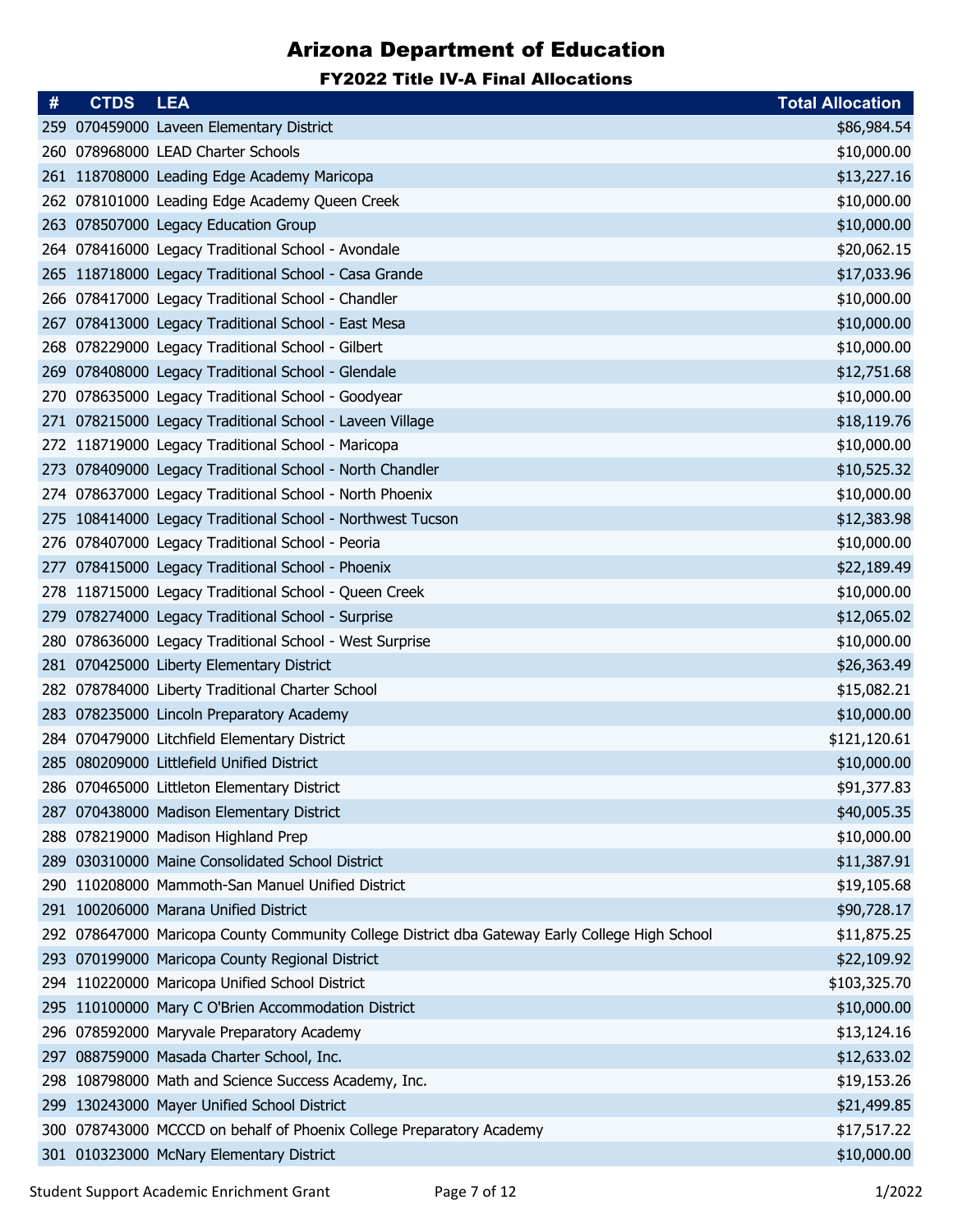# Arizona Department of Education

## FY2022 Title IV-A Final Allocations

| # | CTDS | LEA | Total Allocation |
|---|---|---|---|
| 259 | 070459000 | Laveen Elementary District | $86,984.54 |
| 260 | 078968000 | LEAD Charter Schools | $10,000.00 |
| 261 | 118708000 | Leading Edge Academy Maricopa | $13,227.16 |
| 262 | 078101000 | Leading Edge Academy Queen Creek | $10,000.00 |
| 263 | 078507000 | Legacy Education Group | $10,000.00 |
| 264 | 078416000 | Legacy Traditional School - Avondale | $20,062.15 |
| 265 | 118718000 | Legacy Traditional School - Casa Grande | $17,033.96 |
| 266 | 078417000 | Legacy Traditional School - Chandler | $10,000.00 |
| 267 | 078413000 | Legacy Traditional School - East Mesa | $10,000.00 |
| 268 | 078229000 | Legacy Traditional School - Gilbert | $10,000.00 |
| 269 | 078408000 | Legacy Traditional School - Glendale | $12,751.68 |
| 270 | 078635000 | Legacy Traditional School - Goodyear | $10,000.00 |
| 271 | 078215000 | Legacy Traditional School - Laveen Village | $18,119.76 |
| 272 | 118719000 | Legacy Traditional School - Maricopa | $10,000.00 |
| 273 | 078409000 | Legacy Traditional School - North Chandler | $10,525.32 |
| 274 | 078637000 | Legacy Traditional School - North Phoenix | $10,000.00 |
| 275 | 108414000 | Legacy Traditional School - Northwest Tucson | $12,383.98 |
| 276 | 078407000 | Legacy Traditional School - Peoria | $10,000.00 |
| 277 | 078415000 | Legacy Traditional School - Phoenix | $22,189.49 |
| 278 | 118715000 | Legacy Traditional School - Queen Creek | $10,000.00 |
| 279 | 078274000 | Legacy Traditional School - Surprise | $12,065.02 |
| 280 | 078636000 | Legacy Traditional School - West Surprise | $10,000.00 |
| 281 | 070425000 | Liberty Elementary District | $26,363.49 |
| 282 | 078784000 | Liberty Traditional Charter School | $15,082.21 |
| 283 | 078235000 | Lincoln Preparatory Academy | $10,000.00 |
| 284 | 070479000 | Litchfield Elementary District | $121,120.61 |
| 285 | 080209000 | Littlefield Unified District | $10,000.00 |
| 286 | 070465000 | Littleton Elementary District | $91,377.83 |
| 287 | 070438000 | Madison Elementary District | $40,005.35 |
| 288 | 078219000 | Madison Highland Prep | $10,000.00 |
| 289 | 030310000 | Maine Consolidated School District | $11,387.91 |
| 290 | 110208000 | Mammoth-San Manuel Unified District | $19,105.68 |
| 291 | 100206000 | Marana Unified District | $90,728.17 |
| 292 | 078647000 | Maricopa County Community College District dba Gateway Early College High School | $11,875.25 |
| 293 | 070199000 | Maricopa County Regional District | $22,109.92 |
| 294 | 110220000 | Maricopa Unified School District | $103,325.70 |
| 295 | 110100000 | Mary C O'Brien Accommodation District | $10,000.00 |
| 296 | 078592000 | Maryvale Preparatory Academy | $13,124.16 |
| 297 | 088759000 | Masada Charter School, Inc. | $12,633.02 |
| 298 | 108798000 | Math and Science Success Academy, Inc. | $19,153.26 |
| 299 | 130243000 | Mayer Unified School District | $21,499.85 |
| 300 | 078743000 | MCCCD on behalf of Phoenix College Preparatory Academy | $17,517.22 |
| 301 | 010323000 | McNary Elementary District | $10,000.00 |

Student Support Academic Enrichment Grant 1/2022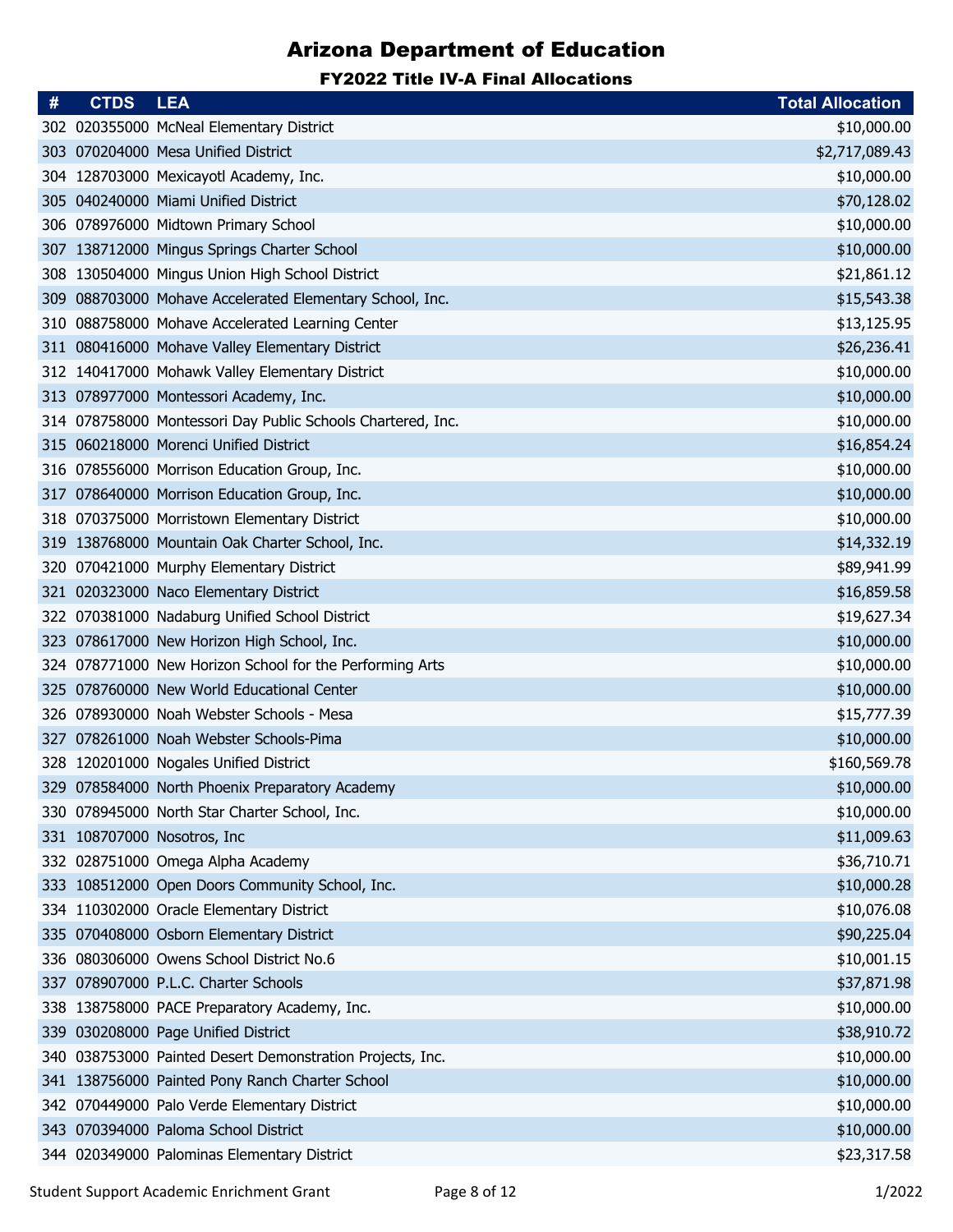# Arizona Department of Education

## FY2022 Title IV-A Final Allocations

| # | CTDS | LEA | Total Allocation |
|---|---|---|---|
| 302 | 020355000 | McNeal Elementary District | $10,000.00 |
| 303 | 070204000 | Mesa Unified District | $2,717,089.43 |
| 304 | 128703000 | Mexicayotl Academy, Inc. | $10,000.00 |
| 305 | 040240000 | Miami Unified District | $70,128.02 |
| 306 | 078976000 | Midtown Primary School | $10,000.00 |
| 307 | 138712000 | Mingus Springs Charter School | $10,000.00 |
| 308 | 130504000 | Mingus Union High School District | $21,861.12 |
| 309 | 088703000 | Mohave Accelerated Elementary School, Inc. | $15,543.38 |
| 310 | 088758000 | Mohave Accelerated Learning Center | $13,125.95 |
| 311 | 080416000 | Mohave Valley Elementary District | $26,236.41 |
| 312 | 140417000 | Mohawk Valley Elementary District | $10,000.00 |
| 313 | 078977000 | Montessori Academy, Inc. | $10,000.00 |
| 314 | 078758000 | Montessori Day Public Schools Chartered, Inc. | $10,000.00 |
| 315 | 060218000 | Morenci Unified District | $16,854.24 |
| 316 | 078556000 | Morrison Education Group, Inc. | $10,000.00 |
| 317 | 078640000 | Morrison Education Group, Inc. | $10,000.00 |
| 318 | 070375000 | Morristown Elementary District | $10,000.00 |
| 319 | 138768000 | Mountain Oak Charter School, Inc. | $14,332.19 |
| 320 | 070421000 | Murphy Elementary District | $89,941.99 |
| 321 | 020323000 | Naco Elementary District | $16,859.58 |
| 322 | 070381000 | Nadaburg Unified School District | $19,627.34 |
| 323 | 078617000 | New Horizon High School, Inc. | $10,000.00 |
| 324 | 078771000 | New Horizon School for the Performing Arts | $10,000.00 |
| 325 | 078760000 | New World Educational Center | $10,000.00 |
| 326 | 078930000 | Noah Webster Schools - Mesa | $15,777.39 |
| 327 | 078261000 | Noah Webster Schools-Pima | $10,000.00 |
| 328 | 120201000 | Nogales Unified District | $160,569.78 |
| 329 | 078584000 | North Phoenix Preparatory Academy | $10,000.00 |
| 330 | 078945000 | North Star Charter School, Inc. | $10,000.00 |
| 331 | 108707000 | Nosotros, Inc | $11,009.63 |
| 332 | 028751000 | Omega Alpha Academy | $36,710.71 |
| 333 | 108512000 | Open Doors Community School, Inc. | $10,000.28 |
| 334 | 110302000 | Oracle Elementary District | $10,076.08 |
| 335 | 070408000 | Osborn Elementary District | $90,225.04 |
| 336 | 080306000 | Owens School District No.6 | $10,001.15 |
| 337 | 078907000 | P.L.C. Charter Schools | $37,871.98 |
| 338 | 138758000 | PACE Preparatory Academy, Inc. | $10,000.00 |
| 339 | 030208000 | Page Unified District | $38,910.72 |
| 340 | 038753000 | Painted Desert Demonstration Projects, Inc. | $10,000.00 |
| 341 | 138756000 | Painted Pony Ranch Charter School | $10,000.00 |
| 342 | 070449000 | Palo Verde Elementary District | $10,000.00 |
| 343 | 070394000 | Paloma School District | $10,000.00 |
| 344 | 020349000 | Palominas Elementary District | $23,317.58 |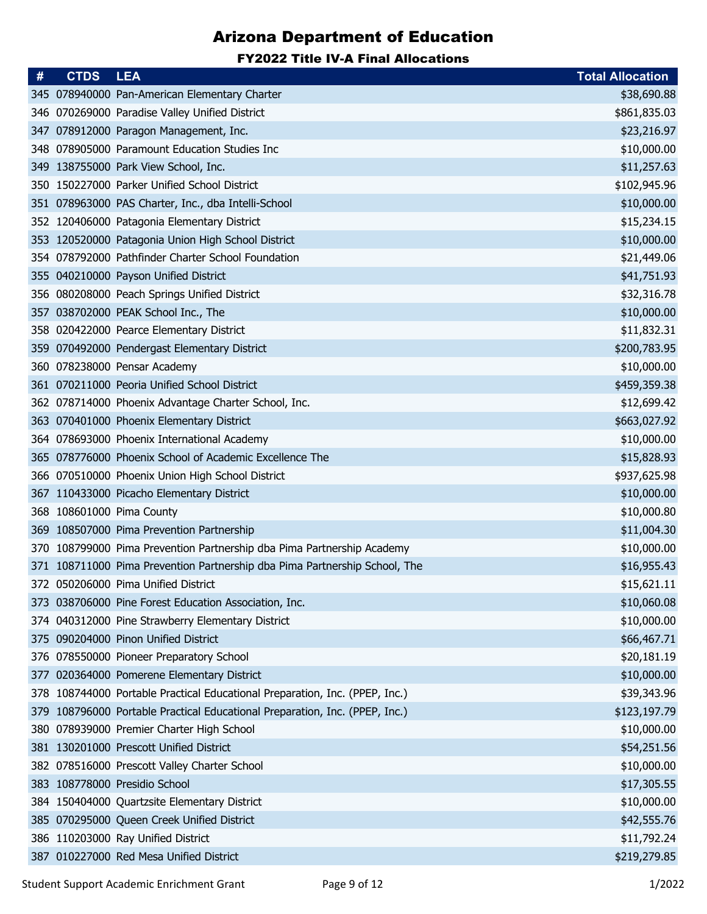# Arizona Department of Education

## FY2022 Title IV-A Final Allocations

| # | CTDS | LEA | Total Allocation |
|---|---|---|---|
| 345 | 078940000 | Pan-American Elementary Charter | $38,690.88 |
| 346 | 070269000 | Paradise Valley Unified District | $861,835.03 |
| 347 | 078912000 | Paragon Management, Inc. | $23,216.97 |
| 348 | 078905000 | Paramount Education Studies Inc | $10,000.00 |
| 349 | 138755000 | Park View School, Inc. | $11,257.63 |
| 350 | 150227000 | Parker Unified School District | $102,945.96 |
| 351 | 078963000 | PAS Charter, Inc., dba Intelli-School | $10,000.00 |
| 352 | 120406000 | Patagonia Elementary District | $15,234.15 |
| 353 | 120520000 | Patagonia Union High School District | $10,000.00 |
| 354 | 078792000 | Pathfinder Charter School Foundation | $21,449.06 |
| 355 | 040210000 | Payson Unified District | $41,751.93 |
| 356 | 080208000 | Peach Springs Unified District | $32,316.78 |
| 357 | 038702000 | PEAK School Inc., The | $10,000.00 |
| 358 | 020422000 | Pearce Elementary District | $11,832.31 |
| 359 | 070492000 | Pendergast Elementary District | $200,783.95 |
| 360 | 078238000 | Pensar Academy | $10,000.00 |
| 361 | 070211000 | Peoria Unified School District | $459,359.38 |
| 362 | 078714000 | Phoenix Advantage Charter School, Inc. | $12,699.42 |
| 363 | 070401000 | Phoenix Elementary District | $663,027.92 |
| 364 | 078693000 | Phoenix International Academy | $10,000.00 |
| 365 | 078776000 | Phoenix School of Academic Excellence The | $15,828.93 |
| 366 | 070510000 | Phoenix Union High School District | $937,625.98 |
| 367 | 110433000 | Picacho Elementary District | $10,000.00 |
| 368 | 108601000 | Pima County | $10,000.80 |
| 369 | 108507000 | Pima Prevention Partnership | $11,004.30 |
| 370 | 108799000 | Pima Prevention Partnership dba Pima Partnership Academy | $10,000.00 |
| 371 | 108711000 | Pima Prevention Partnership dba Pima Partnership School, The | $16,955.43 |
| 372 | 050206000 | Pima Unified District | $15,621.11 |
| 373 | 038706000 | Pine Forest Education Association, Inc. | $10,060.08 |
| 374 | 040312000 | Pine Strawberry Elementary District | $10,000.00 |
| 375 | 090204000 | Pinon Unified District | $66,467.71 |
| 376 | 078550000 | Pioneer Preparatory School | $20,181.19 |
| 377 | 020364000 | Pomerene Elementary District | $10,000.00 |
| 378 | 108744000 | Portable Practical Educational Preparation, Inc. (PPEP, Inc.) | $39,343.96 |
| 379 | 108796000 | Portable Practical Educational Preparation, Inc. (PPEP, Inc.) | $123,197.79 |
| 380 | 078939000 | Premier Charter High School | $10,000.00 |
| 381 | 130201000 | Prescott Unified District | $54,251.56 |
| 382 | 078516000 | Prescott Valley Charter School | $10,000.00 |
| 383 | 108778000 | Presidio School | $17,305.55 |
| 384 | 150404000 | Quartzsite Elementary District | $10,000.00 |
| 385 | 070295000 | Queen Creek Unified District | $42,555.76 |
| 386 | 110203000 | Ray Unified District | $11,792.24 |
| 387 | 010227000 | Red Mesa Unified District | $219,279.85 |

Student Support Academic Enrichment Grant

1/2022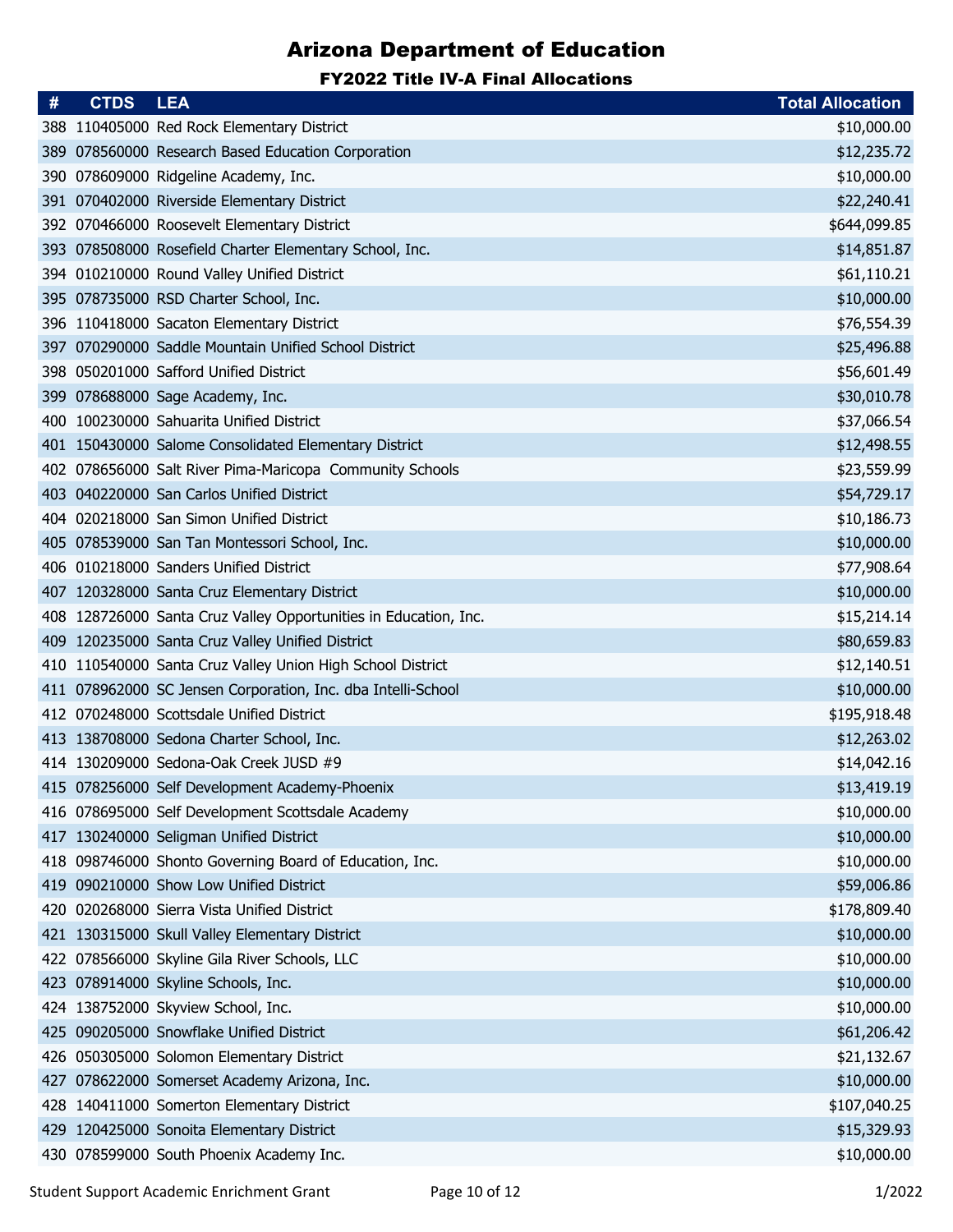# Arizona Department of Education

## FY2022 Title IV-A Final Allocations

| # | CTDS | LEA | Total Allocation |
|---|---|---|---|
| 388 | 110405000 | Red Rock Elementary District | $10,000.00 |
| 389 | 078560000 | Research Based Education Corporation | $12,235.72 |
| 390 | 078609000 | Ridgeline Academy, Inc. | $10,000.00 |
| 391 | 070402000 | Riverside Elementary District | $22,240.41 |
| 392 | 070466000 | Roosevelt Elementary District | $644,099.85 |
| 393 | 078508000 | Rosefield Charter Elementary School, Inc. | $14,851.87 |
| 394 | 010210000 | Round Valley Unified District | $61,110.21 |
| 395 | 078735000 | RSD Charter School, Inc. | $10,000.00 |
| 396 | 110418000 | Sacaton Elementary District | $76,554.39 |
| 397 | 070290000 | Saddle Mountain Unified School District | $25,496.88 |
| 398 | 050201000 | Safford Unified District | $56,601.49 |
| 399 | 078688000 | Sage Academy, Inc. | $30,010.78 |
| 400 | 100230000 | Sahuarita Unified District | $37,066.54 |
| 401 | 150430000 | Salome Consolidated Elementary District | $12,498.55 |
| 402 | 078656000 | Salt River Pima-Maricopa Community Schools | $23,559.99 |
| 403 | 040220000 | San Carlos Unified District | $54,729.17 |
| 404 | 020218000 | San Simon Unified District | $10,186.73 |
| 405 | 078539000 | San Tan Montessori School, Inc. | $10,000.00 |
| 406 | 010218000 | Sanders Unified District | $77,908.64 |
| 407 | 120328000 | Santa Cruz Elementary District | $10,000.00 |
| 408 | 128726000 | Santa Cruz Valley Opportunities in Education, Inc. | $15,214.14 |
| 409 | 120235000 | Santa Cruz Valley Unified District | $80,659.83 |
| 410 | 110540000 | Santa Cruz Valley Union High School District | $12,140.51 |
| 411 | 078962000 | SC Jensen Corporation, Inc. dba Intelli-School | $10,000.00 |
| 412 | 070248000 | Scottsdale Unified District | $195,918.48 |
| 413 | 138708000 | Sedona Charter School, Inc. | $12,263.02 |
| 414 | 130209000 | Sedona-Oak Creek JUSD #9 | $14,042.16 |
| 415 | 078256000 | Self Development Academy-Phoenix | $13,419.19 |
| 416 | 078695000 | Self Development Scottsdale Academy | $10,000.00 |
| 417 | 130240000 | Seligman Unified District | $10,000.00 |
| 418 | 098746000 | Shonto Governing Board of Education, Inc. | $10,000.00 |
| 419 | 090210000 | Show Low Unified District | $59,006.86 |
| 420 | 020268000 | Sierra Vista Unified District | $178,809.40 |
| 421 | 130315000 | Skull Valley Elementary District | $10,000.00 |
| 422 | 078566000 | Skyline Gila River Schools, LLC | $10,000.00 |
| 423 | 078914000 | Skyline Schools, Inc. | $10,000.00 |
| 424 | 138752000 | Skyview School, Inc. | $10,000.00 |
| 425 | 090205000 | Snowflake Unified District | $61,206.42 |
| 426 | 050305000 | Solomon Elementary District | $21,132.67 |
| 427 | 078622000 | Somerset Academy Arizona, Inc. | $10,000.00 |
| 428 | 140411000 | Somerton Elementary District | $107,040.25 |
| 429 | 120425000 | Sonoita Elementary District | $15,329.93 |
| 430 | 078599000 | South Phoenix Academy Inc. | $10,000.00 |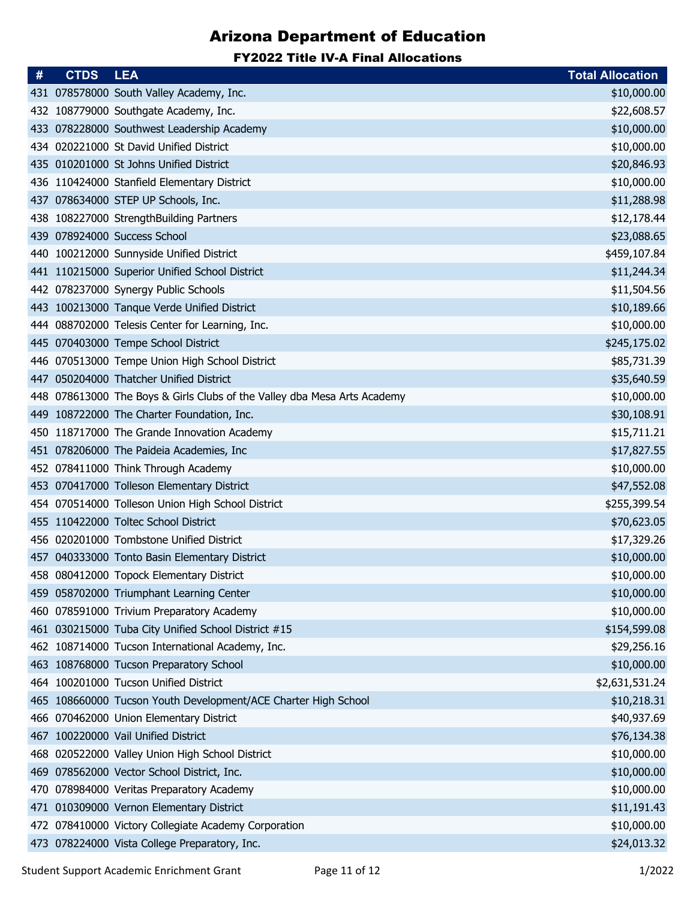# Arizona Department of Education

## FY2022 Title IV-A Final Allocations

| # | CTDS | LEA | Total Allocation |
|---|---|---|---|
| 431 | 078578000 | South Valley Academy, Inc. | $10,000.00 |
| 432 | 108779000 | Southgate Academy, Inc. | $22,608.57 |
| 433 | 078228000 | Southwest Leadership Academy | $10,000.00 |
| 434 | 020221000 | St David Unified District | $10,000.00 |
| 435 | 010201000 | St Johns Unified District | $20,846.93 |
| 436 | 110424000 | Stanfield Elementary District | $10,000.00 |
| 437 | 078634000 | STEP UP Schools, Inc. | $11,288.98 |
| 438 | 108227000 | StrengthBuilding Partners | $12,178.44 |
| 439 | 078924000 | Success School | $23,088.65 |
| 440 | 100212000 | Sunnyside Unified District | $459,107.84 |
| 441 | 110215000 | Superior Unified School District | $11,244.34 |
| 442 | 078237000 | Synergy Public Schools | $11,504.56 |
| 443 | 100213000 | Tanque Verde Unified District | $10,189.66 |
| 444 | 088702000 | Telesis Center for Learning, Inc. | $10,000.00 |
| 445 | 070403000 | Tempe School District | $245,175.02 |
| 446 | 070513000 | Tempe Union High School District | $85,731.39 |
| 447 | 050204000 | Thatcher Unified District | $35,640.59 |
| 448 | 078613000 | The Boys & Girls Clubs of the Valley dba Mesa Arts Academy | $10,000.00 |
| 449 | 108722000 | The Charter Foundation, Inc. | $30,108.91 |
| 450 | 118717000 | The Grande Innovation Academy | $15,711.21 |
| 451 | 078206000 | The Paideia Academies, Inc | $17,827.55 |
| 452 | 078411000 | Think Through Academy | $10,000.00 |
| 453 | 070417000 | Tolleson Elementary District | $47,552.08 |
| 454 | 070514000 | Tolleson Union High School District | $255,399.54 |
| 455 | 110422000 | Toltec School District | $70,623.05 |
| 456 | 020201000 | Tombstone Unified District | $17,329.26 |
| 457 | 040333000 | Tonto Basin Elementary District | $10,000.00 |
| 458 | 080412000 | Topock Elementary District | $10,000.00 |
| 459 | 058702000 | Triumphant Learning Center | $10,000.00 |
| 460 | 078591000 | Trivium Preparatory Academy | $10,000.00 |
| 461 | 030215000 | Tuba City Unified School District #15 | $154,599.08 |
| 462 | 108714000 | Tucson International Academy, Inc. | $29,256.16 |
| 463 | 108768000 | Tucson Preparatory School | $10,000.00 |
| 464 | 100201000 | Tucson Unified District | $2,631,531.24 |
| 465 | 108660000 | Tucson Youth Development/ACE Charter High School | $10,218.31 |
| 466 | 070462000 | Union Elementary District | $40,937.69 |
| 467 | 100220000 | Vail Unified District | $76,134.38 |
| 468 | 020522000 | Valley Union High School District | $10,000.00 |
| 469 | 078562000 | Vector School District, Inc. | $10,000.00 |
| 470 | 078984000 | Veritas Preparatory Academy | $10,000.00 |
| 471 | 010309000 | Vernon Elementary District | $11,191.43 |
| 472 | 078410000 | Victory Collegiate Academy Corporation | $10,000.00 |
| 473 | 078224000 | Vista College Preparatory, Inc. | $24,013.32 |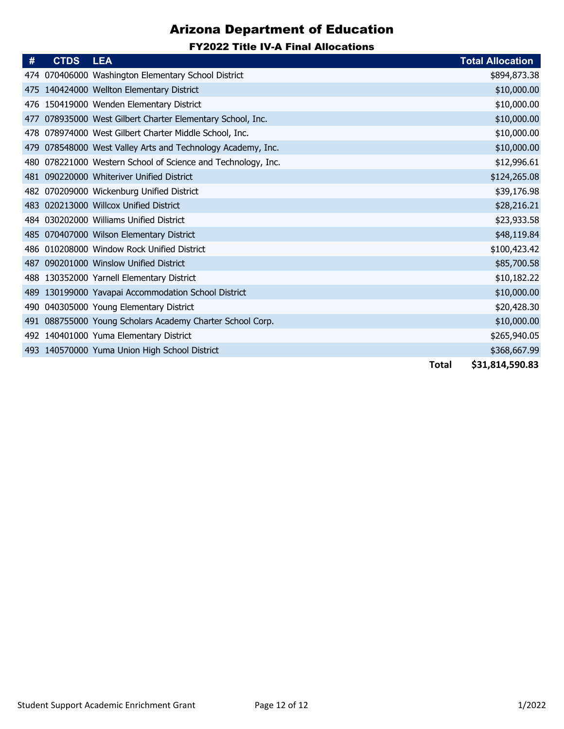# Arizona Department of Education

## FY2022 Title IV-A Final Allocations

| # | CTDS | LEA | Total Allocation |
|---|---|---|---|
| 474 | 070406000 | Washington Elementary School District | $894,873.38 |
| 475 | 140424000 | Wellton Elementary District | $10,000.00 |
| 476 | 150419000 | Wenden Elementary District | $10,000.00 |
| 477 | 078935000 | West Gilbert Charter Elementary School, Inc. | $10,000.00 |
| 478 | 078974000 | West Gilbert Charter Middle School, Inc. | $10,000.00 |
| 479 | 078548000 | West Valley Arts and Technology Academy, Inc. | $10,000.00 |
| 480 | 078221000 | Western School of Science and Technology, Inc. | $12,996.61 |
| 481 | 090220000 | Whiteriver Unified District | $124,265.08 |
| 482 | 070209000 | Wickenburg Unified District | $39,176.98 |
| 483 | 020213000 | Willcox Unified District | $28,216.21 |
| 484 | 030202000 | Williams Unified District | $23,933.58 |
| 485 | 070407000 | Wilson Elementary District | $48,119.84 |
| 486 | 010208000 | Window Rock Unified District | $100,423.42 |
| 487 | 090201000 | Winslow Unified District | $85,700.58 |
| 488 | 130352000 | Yarnell Elementary District | $10,182.22 |
| 489 | 130199000 | Yavapai Accommodation School District | $10,000.00 |
| 490 | 040305000 | Young Elementary District | $20,428.30 |
| 491 | 088755000 | Young Scholars Academy Charter School Corp. | $10,000.00 |
| 492 | 140401000 | Yuma Elementary District | $265,940.05 |
| 493 | 140570000 | Yuma Union High School District | $368,667.99 |
| | | **Total** | **$31,814,590.83** |

Student Support Academic Enrichment Grant 1/2022